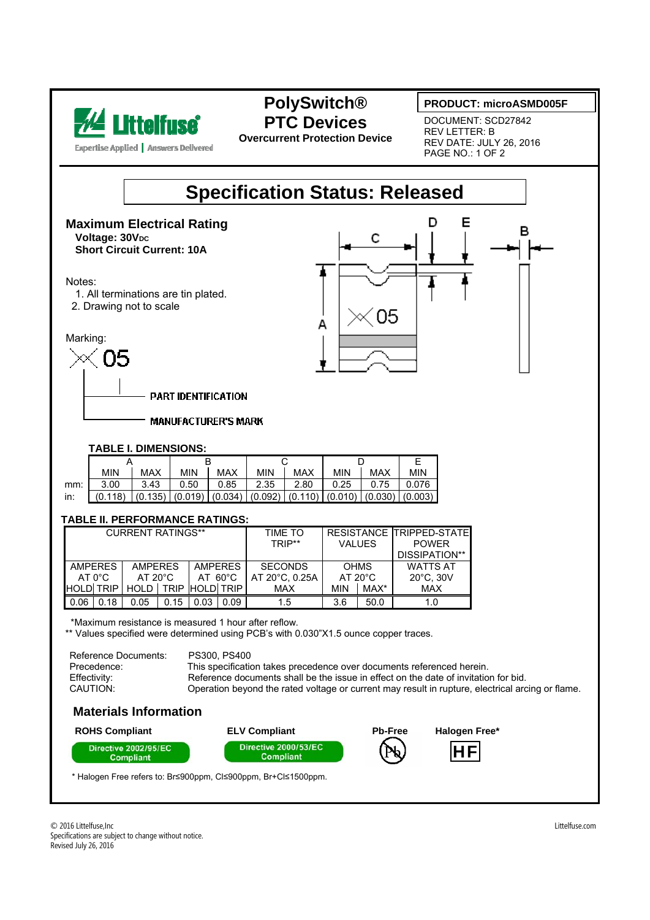Littelfuse
Expertise Applied | Answers Delivered

# PolySwitch® PTC Devices

**Overcurrent Protection Device**

**PRODUCT: microASMD005F**

DOCUMENT: SCD27842
REV LETTER: B
REV DATE: JULY 26, 2016
PAGE NO.: 1 OF 2

## Specification Status: Released

### Maximum Electrical Rating

**Voltage: 30$V_{DC}$**
**Short Circuit Current: 10A**

Notes:

1. All terminations are tin plated.
2. Drawing not to scale

Marking:

05

PART IDENTIFICATION
MANUFACTURER'S MARK

### TABLE I. DIMENSIONS:

| | A | | B | | C | | D | | E |
|---|---|---|---|---|---|---|---|---|---|
| | MIN | MAX | MIN | MAX | MIN | MAX | MIN | MAX | MIN |
| mm: | 3.00 | 3.43 | 0.50 | 0.85 | 2.35 | 2.80 | 0.25 | 0.75 | 0.076 |
| in: | (0.118) | (0.135) | (0.019) | (0.034) | (0.092) | (0.110) | (0.010) | (0.030) | (0.003) |

### TABLE II. PERFORMANCE RATINGS:

| CURRENT RATINGS** | | | | | | TIME TO TRIP** | RESISTANCE VALUES | | TRIPPED-STATE POWER DISSIPATION** |
|---|---|---|---|---|---|---|---|---|---|
| AMPERES AT 0°C | | AMPERES AT 20°C | | AMPERES AT 60°C | | SECONDS AT 20°C, 0.25A | OHMS AT 20°C | | WATTS AT 20°C, 30V |
| HOLD | TRIP | HOLD | TRIP | HOLD | TRIP | MAX | MIN | MAX* | MAX |
| 0.06 | 0.18 | 0.05 | 0.15 | 0.03 | 0.09 | 1.5 | 3.6 | 50.0 | 1.0 |

*Maximum resistance is measured 1 hour after reflow.
** Values specified were determined using PCB's with 0.030"X1.5 ounce copper traces.

Reference Documents: PS300, PS400
Precedence: This specification takes precedence over documents referenced herein.
Effectivity: Reference documents shall be the issue in effect on the date of invitation for bid.
CAUTION: Operation beyond the rated voltage or current may result in rupture, electrical arcing or flame.

### Materials Information

**ROHS Compliant** — Directive 2002/95/EC Compliant

**ELV Compliant** — Directive 2000/53/EC Compliant

**Pb-Free**

**Halogen Free*** — HF

* Halogen Free refers to: Br≤900ppm, Cl≤900ppm, Br+Cl≤1500ppm.

© 2016 Littelfuse,Inc
Specifications are subject to change without notice.
Revised July 26, 2016

Littelfuse.com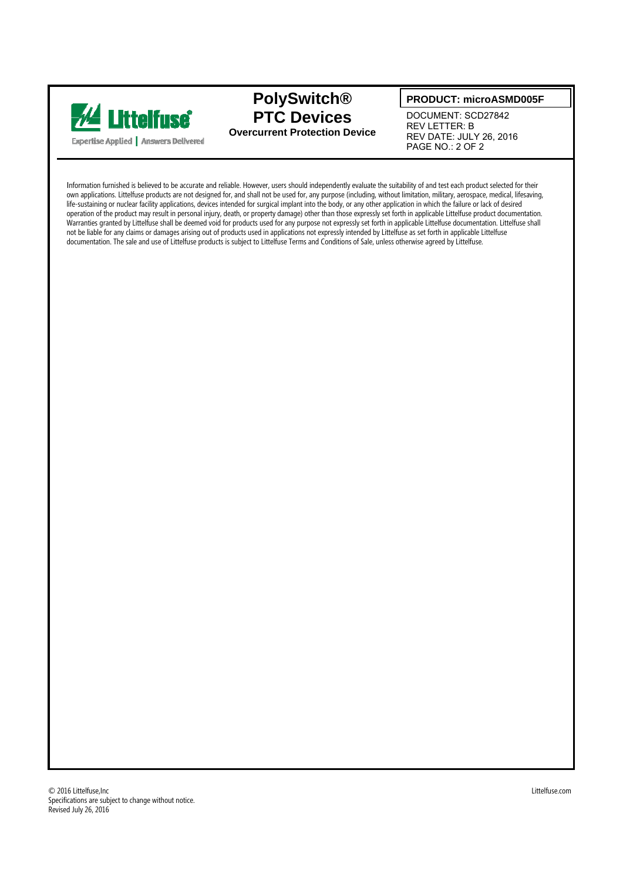Information furnished is believed to be accurate and reliable. However, users should independently evaluate the suitability of and test each product selected for their own applications. Littelfuse products are not designed for, and shall not be used for, any purpose (including, without limitation, military, aerospace, medical, lifesaving, life-sustaining or nuclear facility applications, devices intended for surgical implant into the body, or any other application in which the failure or lack of desired operation of the product may result in personal injury, death, or property damage) other than those expressly set forth in applicable Littelfuse product documentation. Warranties granted by Littelfuse shall be deemed void for products used for any purpose not expressly set forth in applicable Littelfuse documentation. Littelfuse shall not be liable for any claims or damages arising out of products used in applications not expressly intended by Littelfuse as set forth in applicable Littelfuse documentation. The sale and use of Littelfuse products is subject to Littelfuse Terms and Conditions of Sale, unless otherwise agreed by Littelfuse.